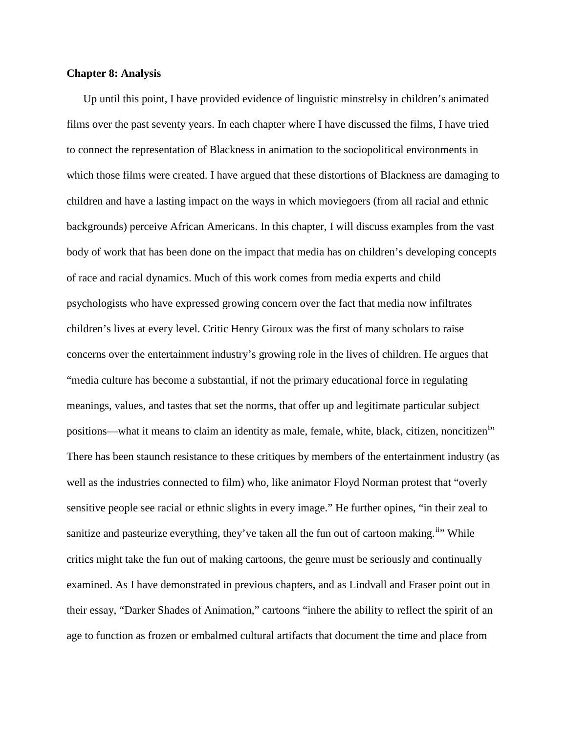**Chapter 8: Analysis**

Up until this point, I have provided evidence of linguistic minstrelsy in children's animated films over the past seventy years. In each chapter where I have discussed the films, I have tried to connect the representation of Blackness in animation to the sociopolitical environments in which those films were created. I have argued that these distortions of Blackness are damaging to children and have a lasting impact on the ways in which moviegoers (from all racial and ethnic backgrounds) perceive African Americans. In this chapter, I will discuss examples from the vast body of work that has been done on the impact that media has on children's developing concepts of race and racial dynamics. Much of this work comes from media experts and child psychologists who have expressed growing concern over the fact that media now infiltrates children's lives at every level. Critic Henry Giroux was the first of many scholars to raise concerns over the entertainment industry's growing role in the lives of children. He argues that "media culture has become a substantial, if not the primary educational force in regulating meanings, values, and tastes that set the norms, that offer up and legitimate particular subject positions—what it means to claim an identity as male, female, white, black, citizen, noncitizen[i]" There has been staunch resistance to these critiques by members of the entertainment industry (as well as the industries connected to film) who, like animator Floyd Norman protest that "overly sensitive people see racial or ethnic slights in every image." He further opines, "in their zeal to sanitize and pasteurize everything, they've taken all the fun out of cartoon making.[ii]" While critics might take the fun out of making cartoons, the genre must be seriously and continually examined. As I have demonstrated in previous chapters, and as Lindvall and Fraser point out in their essay, "Darker Shades of Animation," cartoons "inhere the ability to reflect the spirit of an age to function as frozen or embalmed cultural artifacts that document the time and place from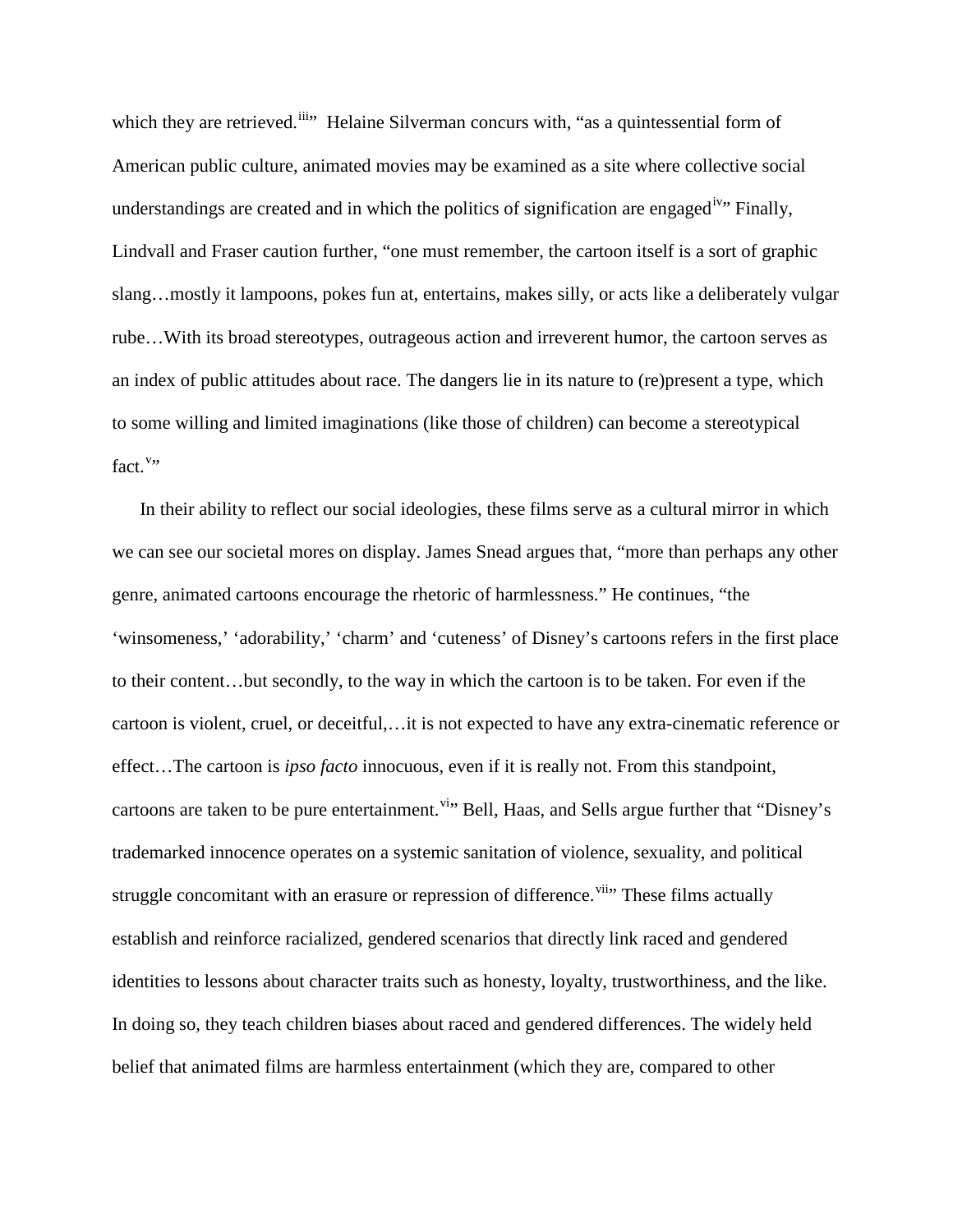which they are retrieved.[iii]" Helaine Silverman concurs with, "as a quintessential form of American public culture, animated movies may be examined as a site where collective social understandings are created and in which the politics of signification are engaged[iv]" Finally, Lindvall and Fraser caution further, "one must remember, the cartoon itself is a sort of graphic slang…mostly it lampoons, pokes fun at, entertains, makes silly, or acts like a deliberately vulgar rube…With its broad stereotypes, outrageous action and irreverent humor, the cartoon serves as an index of public attitudes about race. The dangers lie in its nature to (re)present a type, which to some willing and limited imaginations (like those of children) can become a stereotypical fact.[v]"

In their ability to reflect our social ideologies, these films serve as a cultural mirror in which we can see our societal mores on display. James Snead argues that, "more than perhaps any other genre, animated cartoons encourage the rhetoric of harmlessness." He continues, "the 'winsomeness,' 'adorability,' 'charm' and 'cuteness' of Disney's cartoons refers in the first place to their content…but secondly, to the way in which the cartoon is to be taken. For even if the cartoon is violent, cruel, or deceitful,…it is not expected to have any extra-cinematic reference or effect…The cartoon is *ipso facto* innocuous, even if it is really not. From this standpoint, cartoons are taken to be pure entertainment.[vi]" Bell, Haas, and Sells argue further that "Disney's trademarked innocence operates on a systemic sanitation of violence, sexuality, and political struggle concomitant with an erasure or repression of difference.[vii]" These films actually establish and reinforce racialized, gendered scenarios that directly link raced and gendered identities to lessons about character traits such as honesty, loyalty, trustworthiness, and the like. In doing so, they teach children biases about raced and gendered differences. The widely held belief that animated films are harmless entertainment (which they are, compared to other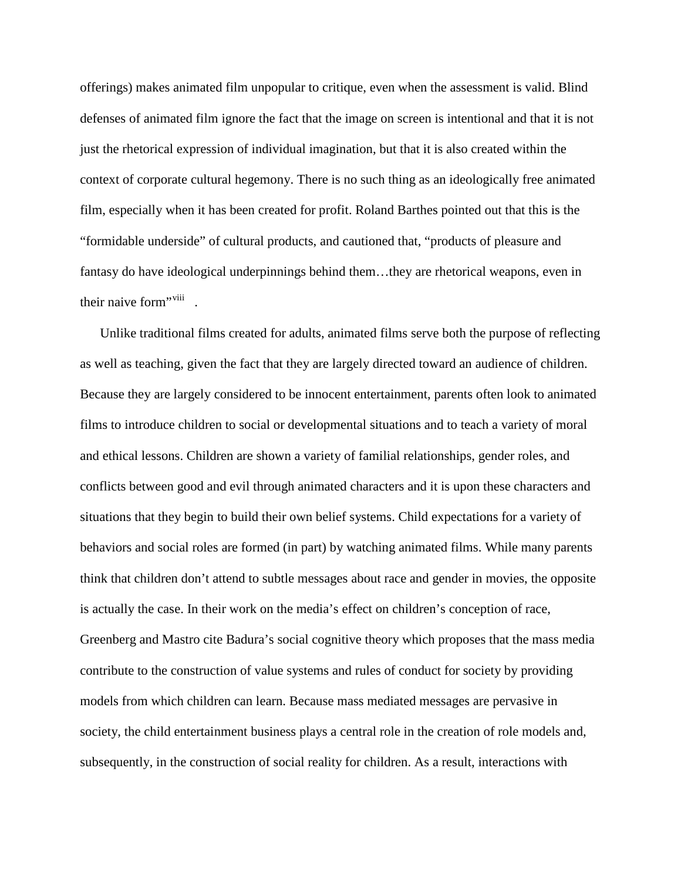offerings) makes animated film unpopular to critique, even when the assessment is valid. Blind defenses of animated film ignore the fact that the image on screen is intentional and that it is not just the rhetorical expression of individual imagination, but that it is also created within the context of corporate cultural hegemony. There is no such thing as an ideologically free animated film, especially when it has been created for profit. Roland Barthes pointed out that this is the "formidable underside" of cultural products, and cautioned that, "products of pleasure and fantasy do have ideological underpinnings behind them…they are rhetorical weapons, even in their naive form"[viii] .

Unlike traditional films created for adults, animated films serve both the purpose of reflecting as well as teaching, given the fact that they are largely directed toward an audience of children. Because they are largely considered to be innocent entertainment, parents often look to animated films to introduce children to social or developmental situations and to teach a variety of moral and ethical lessons. Children are shown a variety of familial relationships, gender roles, and conflicts between good and evil through animated characters and it is upon these characters and situations that they begin to build their own belief systems. Child expectations for a variety of behaviors and social roles are formed (in part) by watching animated films. While many parents think that children don't attend to subtle messages about race and gender in movies, the opposite is actually the case. In their work on the media's effect on children's conception of race, Greenberg and Mastro cite Badura's social cognitive theory which proposes that the mass media contribute to the construction of value systems and rules of conduct for society by providing models from which children can learn. Because mass mediated messages are pervasive in society, the child entertainment business plays a central role in the creation of role models and, subsequently, in the construction of social reality for children. As a result, interactions with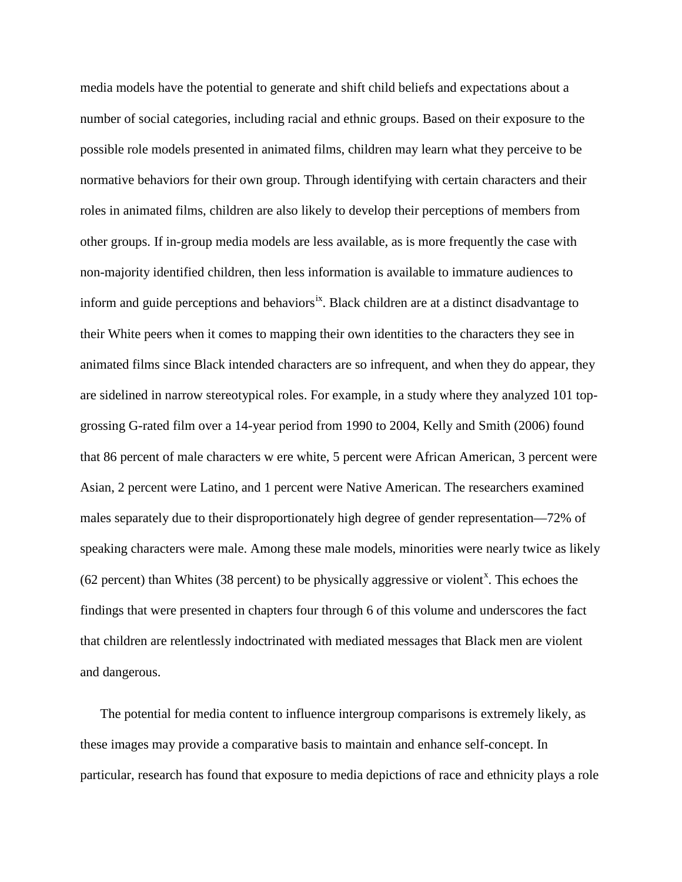media models have the potential to generate and shift child beliefs and expectations about a number of social categories, including racial and ethnic groups. Based on their exposure to the possible role models presented in animated films, children may learn what they perceive to be normative behaviors for their own group. Through identifying with certain characters and their roles in animated films, children are also likely to develop their perceptions of members from other groups. If in-group media models are less available, as is more frequently the case with non-majority identified children, then less information is available to immature audiences to inform and guide perceptions and behaviors[ix]. Black children are at a distinct disadvantage to their White peers when it comes to mapping their own identities to the characters they see in animated films since Black intended characters are so infrequent, and when they do appear, they are sidelined in narrow stereotypical roles. For example, in a study where they analyzed 101 top-grossing G-rated film over a 14-year period from 1990 to 2004, Kelly and Smith (2006) found that 86 percent of male characters w ere white, 5 percent were African American, 3 percent were Asian, 2 percent were Latino, and 1 percent were Native American. The researchers examined males separately due to their disproportionately high degree of gender representation—72% of speaking characters were male. Among these male models, minorities were nearly twice as likely (62 percent) than Whites (38 percent) to be physically aggressive or violent[x]. This echoes the findings that were presented in chapters four through 6 of this volume and underscores the fact that children are relentlessly indoctrinated with mediated messages that Black men are violent and dangerous.

The potential for media content to influence intergroup comparisons is extremely likely, as these images may provide a comparative basis to maintain and enhance self-concept. In particular, research has found that exposure to media depictions of race and ethnicity plays a role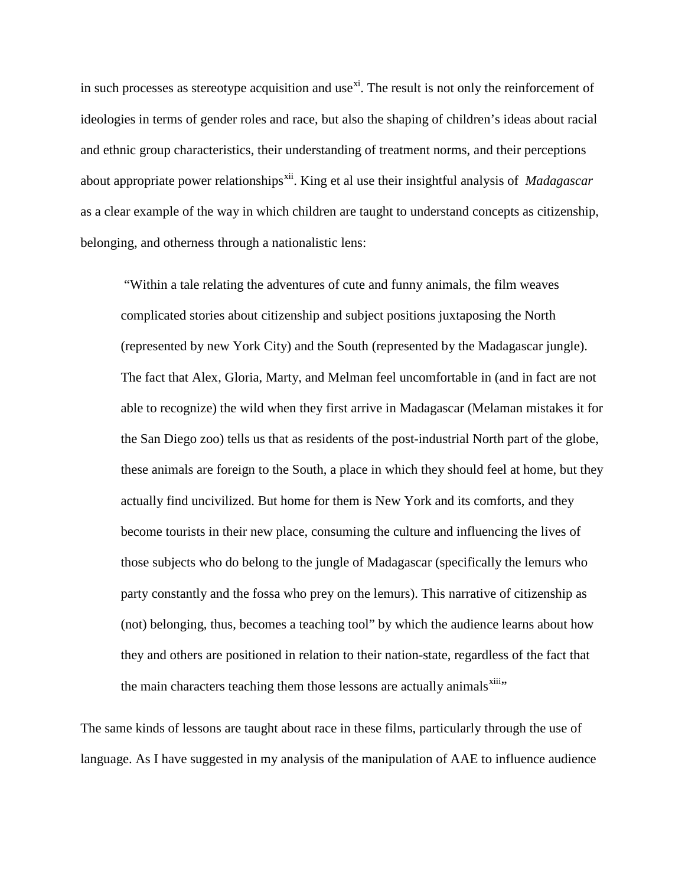in such processes as stereotype acquisition and use[xi]. The result is not only the reinforcement of ideologies in terms of gender roles and race, but also the shaping of children's ideas about racial and ethnic group characteristics, their understanding of treatment norms, and their perceptions about appropriate power relationships[xii]. King et al use their insightful analysis of *Madagascar* as a clear example of the way in which children are taught to understand concepts as citizenship, belonging, and otherness through a nationalistic lens:

> "Within a tale relating the adventures of cute and funny animals, the film weaves complicated stories about citizenship and subject positions juxtaposing the North (represented by new York City) and the South (represented by the Madagascar jungle). The fact that Alex, Gloria, Marty, and Melman feel uncomfortable in (and in fact are not able to recognize) the wild when they first arrive in Madagascar (Melaman mistakes it for the San Diego zoo) tells us that as residents of the post-industrial North part of the globe, these animals are foreign to the South, a place in which they should feel at home, but they actually find uncivilized. But home for them is New York and its comforts, and they become tourists in their new place, consuming the culture and influencing the lives of those subjects who do belong to the jungle of Madagascar (specifically the lemurs who party constantly and the fossa who prey on the lemurs). This narrative of citizenship as (not) belonging, thus, becomes a teaching tool" by which the audience learns about how they and others are positioned in relation to their nation-state, regardless of the fact that the main characters teaching them those lessons are actually animals[xiii]"

The same kinds of lessons are taught about race in these films, particularly through the use of language. As I have suggested in my analysis of the manipulation of AAE to influence audience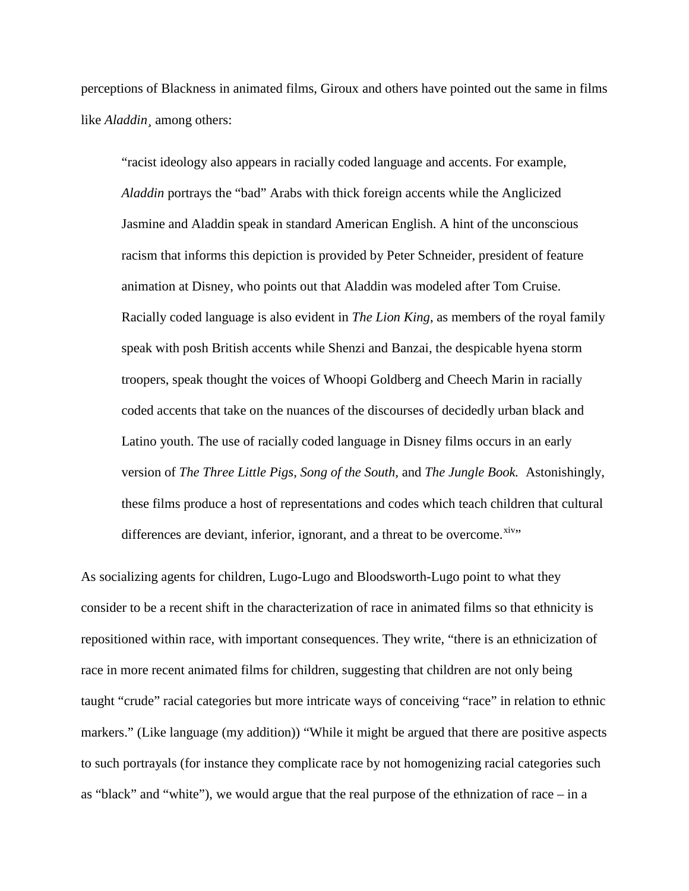perceptions of Blackness in animated films, Giroux and others have pointed out the same in films like *Aladdin*¸ among others:

> “racist ideology also appears in racially coded language and accents. For example, *Aladdin* portrays the “bad” Arabs with thick foreign accents while the Anglicized Jasmine and Aladdin speak in standard American English. A hint of the unconscious racism that informs this depiction is provided by Peter Schneider, president of feature animation at Disney, who points out that Aladdin was modeled after Tom Cruise. Racially coded language is also evident in *The Lion King*, as members of the royal family speak with posh British accents while Shenzi and Banzai, the despicable hyena storm troopers, speak thought the voices of Whoopi Goldberg and Cheech Marin in racially coded accents that take on the nuances of the discourses of decidedly urban black and Latino youth. The use of racially coded language in Disney films occurs in an early version of *The Three Little Pigs, Song of the South,* and *The Jungle Book.* Astonishingly, these films produce a host of representations and codes which teach children that cultural differences are deviant, inferior, ignorant, and a threat to be overcome.[xiv]”

As socializing agents for children, Lugo-Lugo and Bloodsworth-Lugo point to what they consider to be a recent shift in the characterization of race in animated films so that ethnicity is repositioned within race, with important consequences. They write, “there is an ethnicization of race in more recent animated films for children, suggesting that children are not only being taught “crude” racial categories but more intricate ways of conceiving “race” in relation to ethnic markers.” (Like language (my addition)) “While it might be argued that there are positive aspects to such portrayals (for instance they complicate race by not homogenizing racial categories such as “black” and “white”), we would argue that the real purpose of the ethnization of race – in a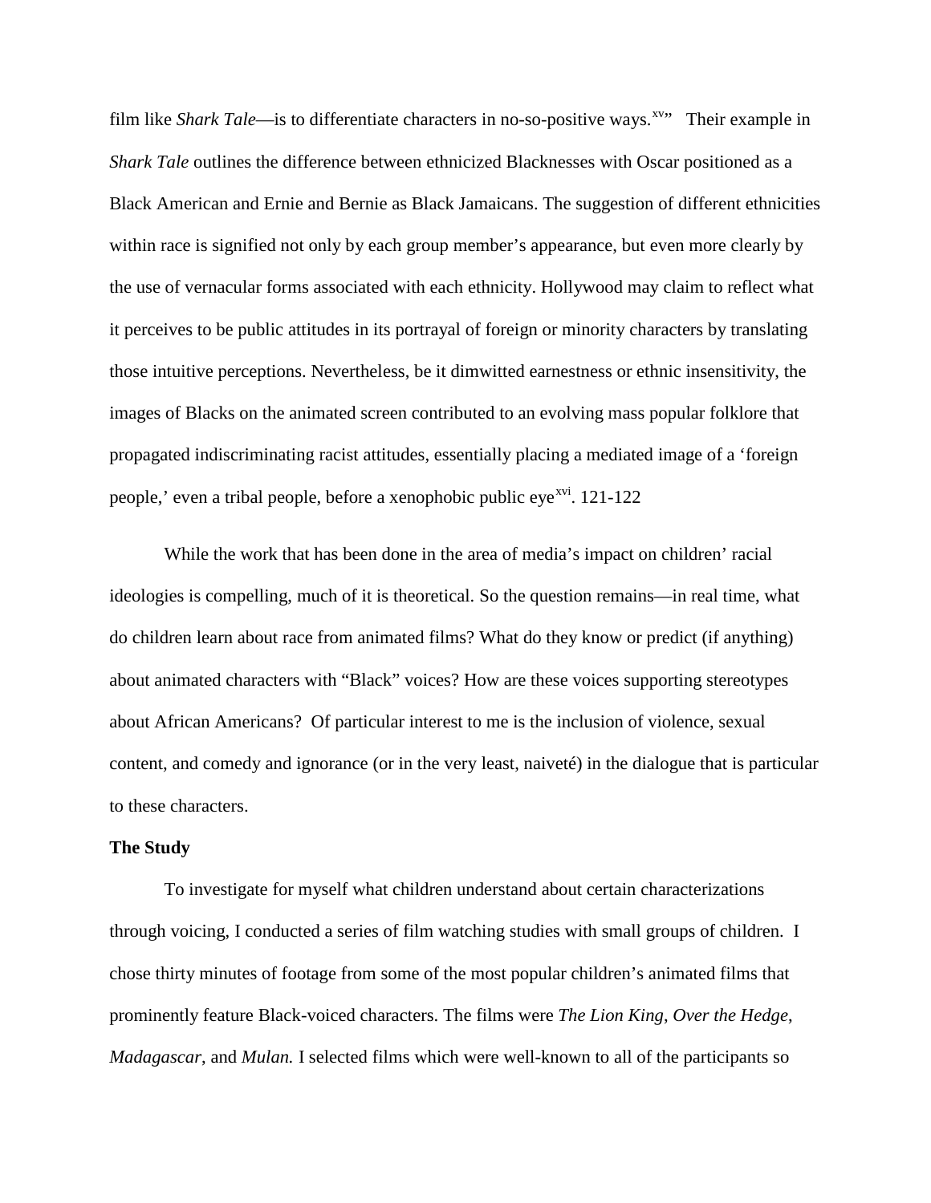film like *Shark Tale*—is to differentiate characters in no-so-positive ways.[xv]" Their example in *Shark Tale* outlines the difference between ethnicized Blacknesses with Oscar positioned as a Black American and Ernie and Bernie as Black Jamaicans. The suggestion of different ethnicities within race is signified not only by each group member's appearance, but even more clearly by the use of vernacular forms associated with each ethnicity. Hollywood may claim to reflect what it perceives to be public attitudes in its portrayal of foreign or minority characters by translating those intuitive perceptions. Nevertheless, be it dimwitted earnestness or ethnic insensitivity, the images of Blacks on the animated screen contributed to an evolving mass popular folklore that propagated indiscriminating racist attitudes, essentially placing a mediated image of a 'foreign people,' even a tribal people, before a xenophobic public eye[xvi]. 121-122

While the work that has been done in the area of media's impact on children' racial ideologies is compelling, much of it is theoretical. So the question remains—in real time, what do children learn about race from animated films? What do they know or predict (if anything) about animated characters with "Black" voices? How are these voices supporting stereotypes about African Americans? Of particular interest to me is the inclusion of violence, sexual content, and comedy and ignorance (or in the very least, naiveté) in the dialogue that is particular to these characters.

**The Study**

To investigate for myself what children understand about certain characterizations through voicing, I conducted a series of film watching studies with small groups of children. I chose thirty minutes of footage from some of the most popular children's animated films that prominently feature Black-voiced characters. The films were *The Lion King*, *Over the Hedge*, *Madagascar*, and *Mulan.* I selected films which were well-known to all of the participants so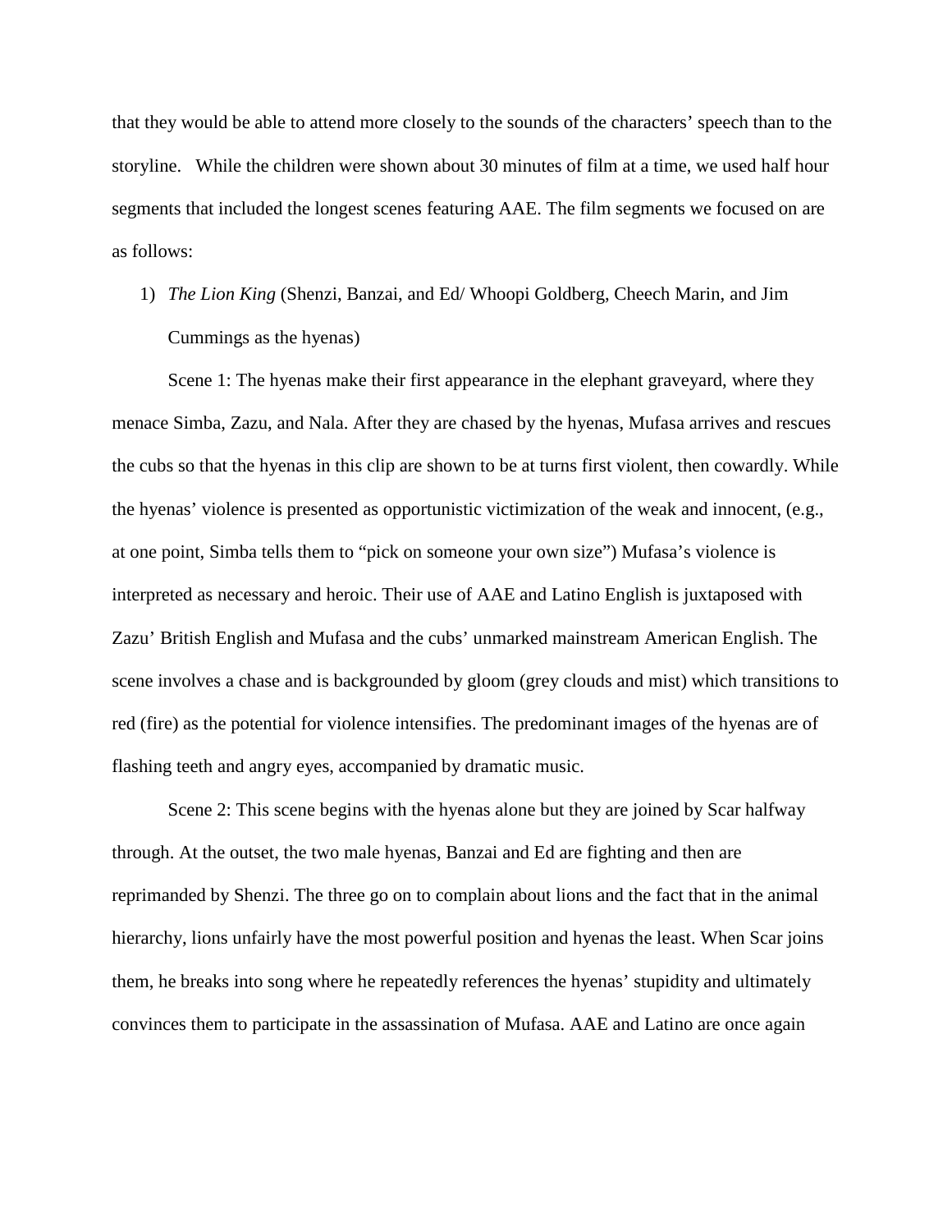that they would be able to attend more closely to the sounds of the characters' speech than to the storyline. While the children were shown about 30 minutes of film at a time, we used half hour segments that included the longest scenes featuring AAE. The film segments we focused on are as follows:

1) *The Lion King* (Shenzi, Banzai, and Ed/ Whoopi Goldberg, Cheech Marin, and Jim Cummings as the hyenas)

Scene 1: The hyenas make their first appearance in the elephant graveyard, where they menace Simba, Zazu, and Nala. After they are chased by the hyenas, Mufasa arrives and rescues the cubs so that the hyenas in this clip are shown to be at turns first violent, then cowardly. While the hyenas' violence is presented as opportunistic victimization of the weak and innocent, (e.g., at one point, Simba tells them to "pick on someone your own size") Mufasa's violence is interpreted as necessary and heroic. Their use of AAE and Latino English is juxtaposed with Zazu' British English and Mufasa and the cubs' unmarked mainstream American English. The scene involves a chase and is backgrounded by gloom (grey clouds and mist) which transitions to red (fire) as the potential for violence intensifies. The predominant images of the hyenas are of flashing teeth and angry eyes, accompanied by dramatic music.

Scene 2: This scene begins with the hyenas alone but they are joined by Scar halfway through. At the outset, the two male hyenas, Banzai and Ed are fighting and then are reprimanded by Shenzi. The three go on to complain about lions and the fact that in the animal hierarchy, lions unfairly have the most powerful position and hyenas the least. When Scar joins them, he breaks into song where he repeatedly references the hyenas' stupidity and ultimately convinces them to participate in the assassination of Mufasa. AAE and Latino are once again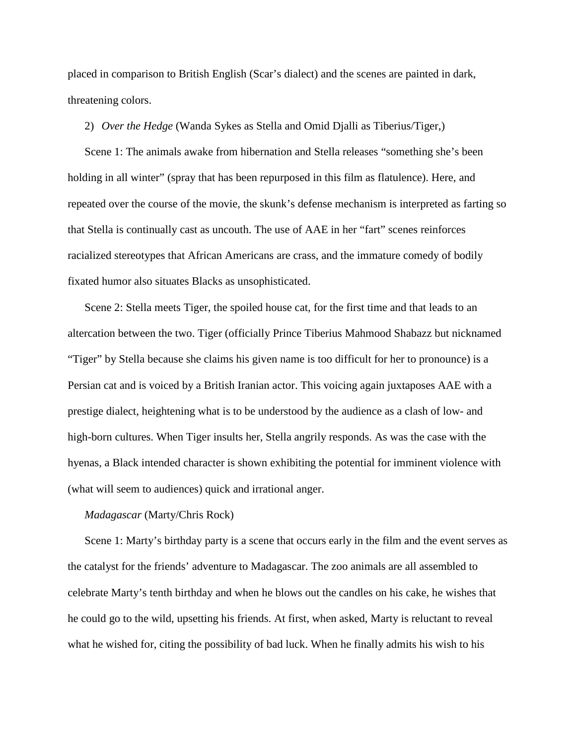placed in comparison to British English (Scar's dialect) and the scenes are painted in dark, threatening colors.

2) *Over the Hedge* (Wanda Sykes as Stella and Omid Djalli as Tiberius/Tiger,)

Scene 1: The animals awake from hibernation and Stella releases "something she's been holding in all winter" (spray that has been repurposed in this film as flatulence). Here, and repeated over the course of the movie, the skunk's defense mechanism is interpreted as farting so that Stella is continually cast as uncouth. The use of AAE in her "fart" scenes reinforces racialized stereotypes that African Americans are crass, and the immature comedy of bodily fixated humor also situates Blacks as unsophisticated.

Scene 2: Stella meets Tiger, the spoiled house cat, for the first time and that leads to an altercation between the two. Tiger (officially Prince Tiberius Mahmood Shabazz but nicknamed "Tiger" by Stella because she claims his given name is too difficult for her to pronounce) is a Persian cat and is voiced by a British Iranian actor. This voicing again juxtaposes AAE with a prestige dialect, heightening what is to be understood by the audience as a clash of low- and high-born cultures. When Tiger insults her, Stella angrily responds. As was the case with the hyenas, a Black intended character is shown exhibiting the potential for imminent violence with (what will seem to audiences) quick and irrational anger.

*Madagascar* (Marty/Chris Rock)

Scene 1: Marty's birthday party is a scene that occurs early in the film and the event serves as the catalyst for the friends' adventure to Madagascar. The zoo animals are all assembled to celebrate Marty's tenth birthday and when he blows out the candles on his cake, he wishes that he could go to the wild, upsetting his friends. At first, when asked, Marty is reluctant to reveal what he wished for, citing the possibility of bad luck. When he finally admits his wish to his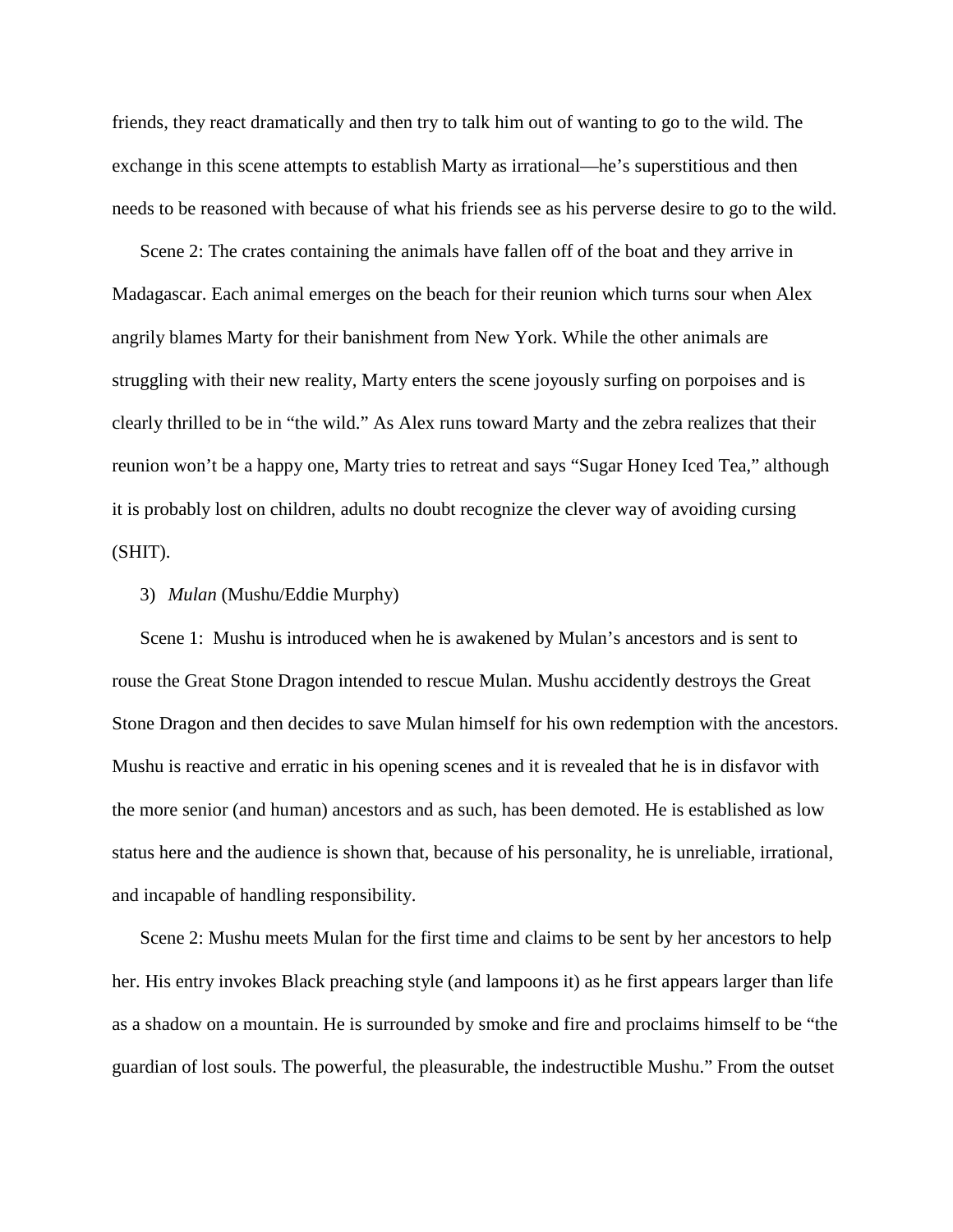friends, they react dramatically and then try to talk him out of wanting to go to the wild. The exchange in this scene attempts to establish Marty as irrational—he's superstitious and then needs to be reasoned with because of what his friends see as his perverse desire to go to the wild.

Scene 2: The crates containing the animals have fallen off of the boat and they arrive in Madagascar. Each animal emerges on the beach for their reunion which turns sour when Alex angrily blames Marty for their banishment from New York. While the other animals are struggling with their new reality, Marty enters the scene joyously surfing on porpoises and is clearly thrilled to be in "the wild." As Alex runs toward Marty and the zebra realizes that their reunion won't be a happy one, Marty tries to retreat and says "Sugar Honey Iced Tea," although it is probably lost on children, adults no doubt recognize the clever way of avoiding cursing (SHIT).

3) *Mulan* (Mushu/Eddie Murphy)

Scene 1: Mushu is introduced when he is awakened by Mulan's ancestors and is sent to rouse the Great Stone Dragon intended to rescue Mulan. Mushu accidently destroys the Great Stone Dragon and then decides to save Mulan himself for his own redemption with the ancestors. Mushu is reactive and erratic in his opening scenes and it is revealed that he is in disfavor with the more senior (and human) ancestors and as such, has been demoted. He is established as low status here and the audience is shown that, because of his personality, he is unreliable, irrational, and incapable of handling responsibility.

Scene 2: Mushu meets Mulan for the first time and claims to be sent by her ancestors to help her. His entry invokes Black preaching style (and lampoons it) as he first appears larger than life as a shadow on a mountain. He is surrounded by smoke and fire and proclaims himself to be "the guardian of lost souls. The powerful, the pleasurable, the indestructible Mushu." From the outset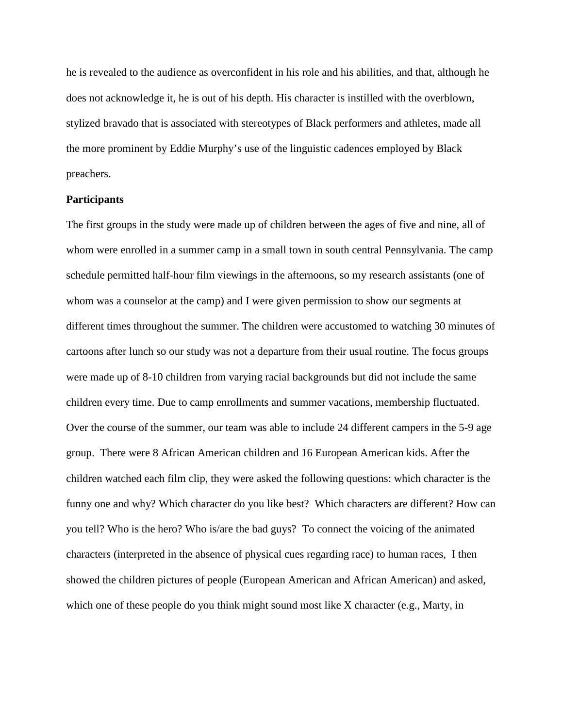he is revealed to the audience as overconfident in his role and his abilities, and that, although he does not acknowledge it, he is out of his depth. His character is instilled with the overblown, stylized bravado that is associated with stereotypes of Black performers and athletes, made all the more prominent by Eddie Murphy's use of the linguistic cadences employed by Black preachers.

**Participants**

The first groups in the study were made up of children between the ages of five and nine, all of whom were enrolled in a summer camp in a small town in south central Pennsylvania. The camp schedule permitted half-hour film viewings in the afternoons, so my research assistants (one of whom was a counselor at the camp) and I were given permission to show our segments at different times throughout the summer. The children were accustomed to watching 30 minutes of cartoons after lunch so our study was not a departure from their usual routine. The focus groups were made up of 8-10 children from varying racial backgrounds but did not include the same children every time. Due to camp enrollments and summer vacations, membership fluctuated. Over the course of the summer, our team was able to include 24 different campers in the 5-9 age group. There were 8 African American children and 16 European American kids. After the children watched each film clip, they were asked the following questions: which character is the funny one and why? Which character do you like best? Which characters are different? How can you tell? Who is the hero? Who is/are the bad guys? To connect the voicing of the animated characters (interpreted in the absence of physical cues regarding race) to human races, I then showed the children pictures of people (European American and African American) and asked, which one of these people do you think might sound most like X character (e.g., Marty, in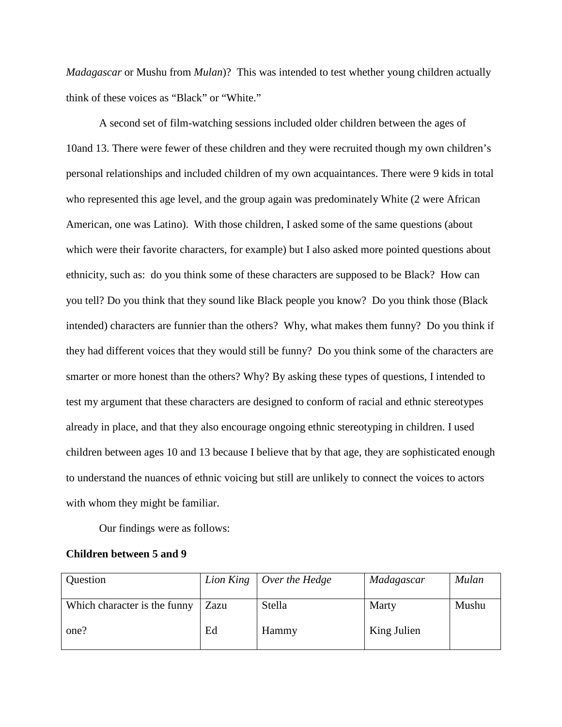*Madagascar* or Mushu from *Mulan*)? This was intended to test whether young children actually think of these voices as "Black" or "White."

A second set of film-watching sessions included older children between the ages of 10and 13. There were fewer of these children and they were recruited though my own children's personal relationships and included children of my own acquaintances. There were 9 kids in total who represented this age level, and the group again was predominately White (2 were African American, one was Latino). With those children, I asked some of the same questions (about which were their favorite characters, for example) but I also asked more pointed questions about ethnicity, such as: do you think some of these characters are supposed to be Black? How can you tell? Do you think that they sound like Black people you know? Do you think those (Black intended) characters are funnier than the others? Why, what makes them funny? Do you think if they had different voices that they would still be funny? Do you think some of the characters are smarter or more honest than the others? Why? By asking these types of questions, I intended to test my argument that these characters are designed to conform of racial and ethnic stereotypes already in place, and that they also encourage ongoing ethnic stereotyping in children. I used children between ages 10 and 13 because I believe that by that age, they are sophisticated enough to understand the nuances of ethnic voicing but still are unlikely to connect the voices to actors with whom they might be familiar.

Our findings were as follows:

**Children between 5 and 9**

| Question | *Lion King* | *Over the Hedge* | *Madagascar* | *Mulan* |
|---|---|---|---|---|
| Which character is the funny one? | Zazu<br>Ed | Stella<br>Hammy | Marty<br>King Julien | Mushu |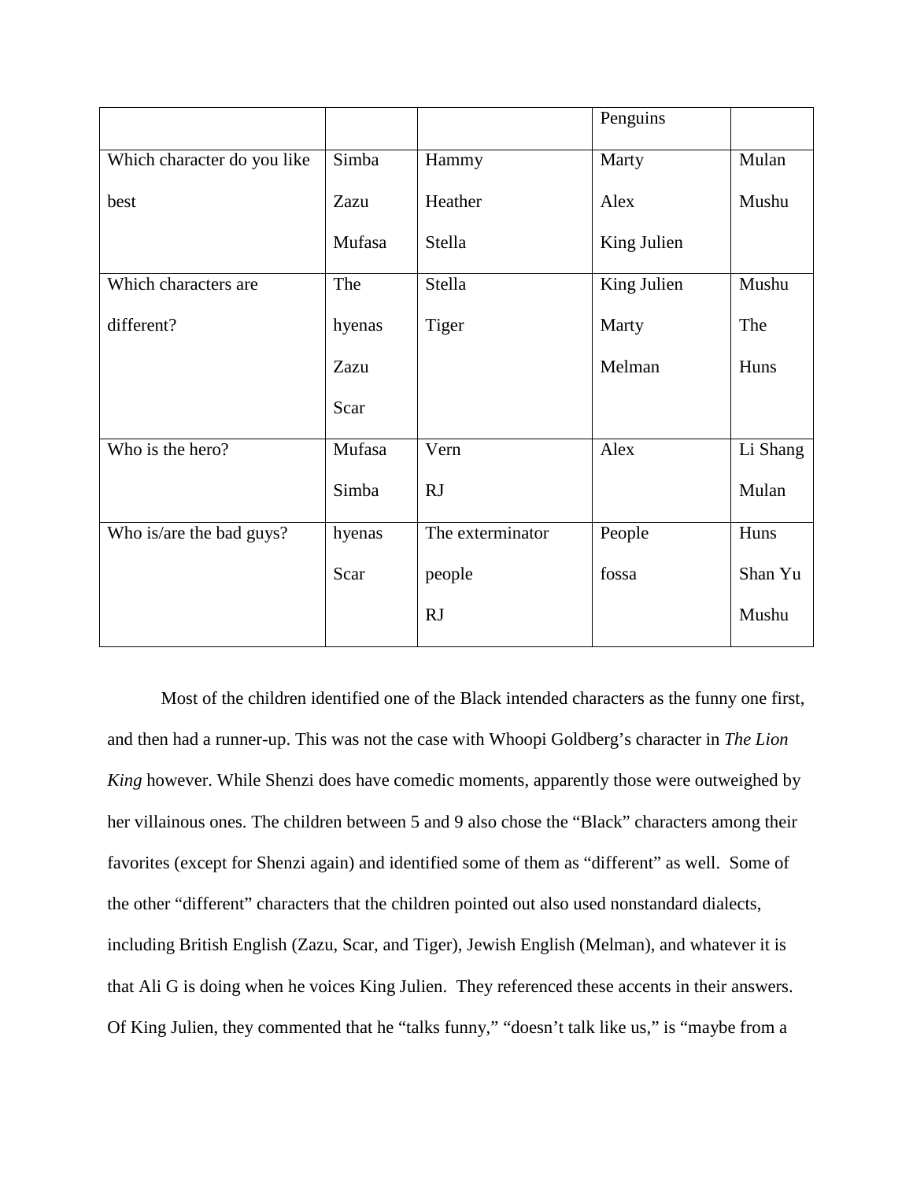| | | | Penguins | |
|---|---|---|---|---|
| Which character do you like best | Simba Zazu Mufasa | Hammy Heather Stella | Marty Alex King Julien | Mulan Mushu |
| Which characters are different? | The hyenas Zazu Scar | Stella Tiger | King Julien Marty Melman | Mushu The Huns |
| Who is the hero? | Mufasa Simba | Vern RJ | Alex | Li Shang Mulan |
| Who is/are the bad guys? | hyenas Scar | The exterminator people RJ | People fossa | Huns Shan Yu Mushu |

Most of the children identified one of the Black intended characters as the funny one first, and then had a runner-up. This was not the case with Whoopi Goldberg's character in *The Lion King* however. While Shenzi does have comedic moments, apparently those were outweighed by her villainous ones. The children between 5 and 9 also chose the "Black" characters among their favorites (except for Shenzi again) and identified some of them as "different" as well. Some of the other "different" characters that the children pointed out also used nonstandard dialects, including British English (Zazu, Scar, and Tiger), Jewish English (Melman), and whatever it is that Ali G is doing when he voices King Julien. They referenced these accents in their answers. Of King Julien, they commented that he "talks funny," "doesn't talk like us," is "maybe from a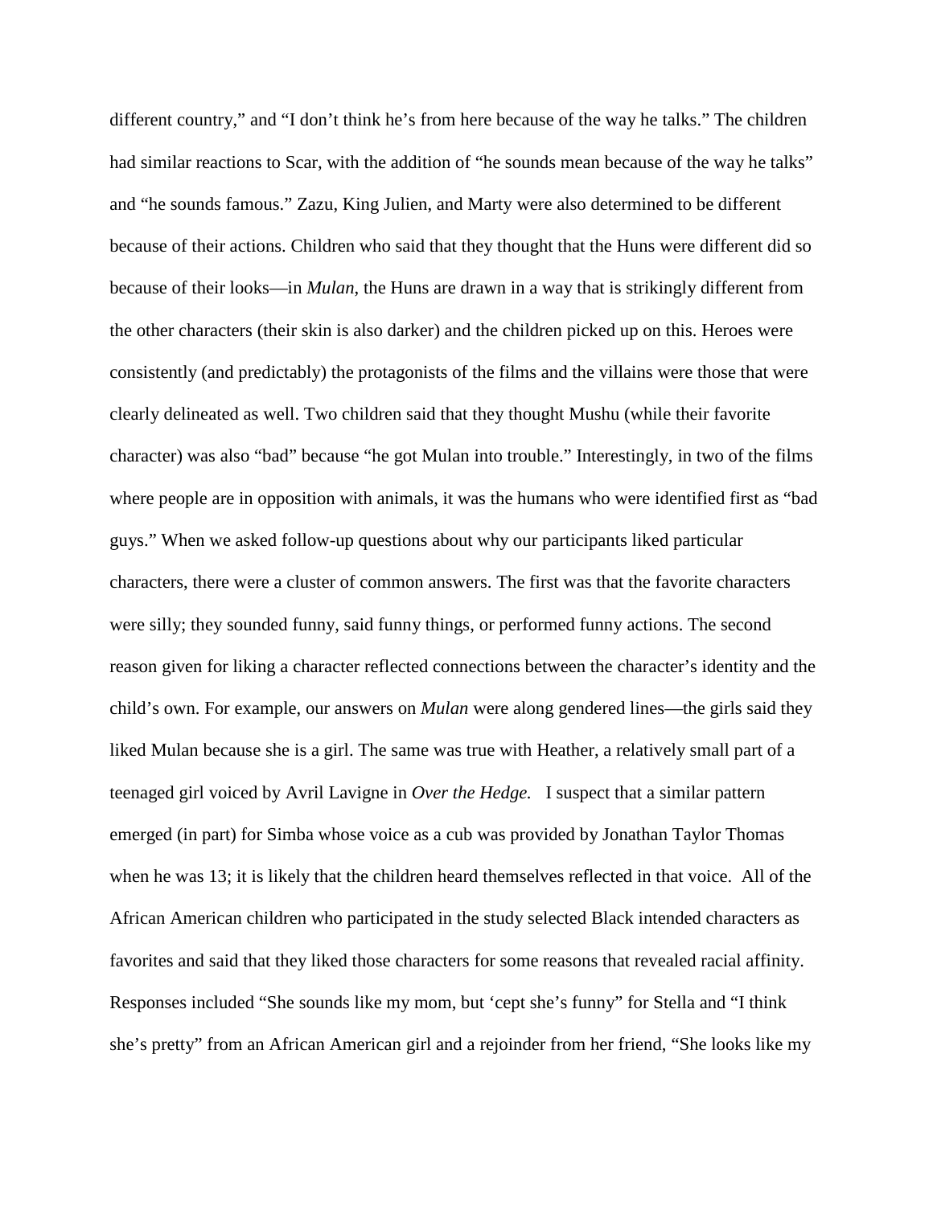different country," and "I don't think he's from here because of the way he talks." The children had similar reactions to Scar, with the addition of "he sounds mean because of the way he talks" and "he sounds famous." Zazu, King Julien, and Marty were also determined to be different because of their actions. Children who said that they thought that the Huns were different did so because of their looks—in *Mulan*, the Huns are drawn in a way that is strikingly different from the other characters (their skin is also darker) and the children picked up on this. Heroes were consistently (and predictably) the protagonists of the films and the villains were those that were clearly delineated as well. Two children said that they thought Mushu (while their favorite character) was also "bad" because "he got Mulan into trouble." Interestingly, in two of the films where people are in opposition with animals, it was the humans who were identified first as "bad guys." When we asked follow-up questions about why our participants liked particular characters, there were a cluster of common answers. The first was that the favorite characters were silly; they sounded funny, said funny things, or performed funny actions. The second reason given for liking a character reflected connections between the character's identity and the child's own. For example, our answers on *Mulan* were along gendered lines—the girls said they liked Mulan because she is a girl. The same was true with Heather, a relatively small part of a teenaged girl voiced by Avril Lavigne in *Over the Hedge.* I suspect that a similar pattern emerged (in part) for Simba whose voice as a cub was provided by Jonathan Taylor Thomas when he was 13; it is likely that the children heard themselves reflected in that voice. All of the African American children who participated in the study selected Black intended characters as favorites and said that they liked those characters for some reasons that revealed racial affinity. Responses included "She sounds like my mom, but 'cept she's funny" for Stella and "I think she's pretty" from an African American girl and a rejoinder from her friend, "She looks like my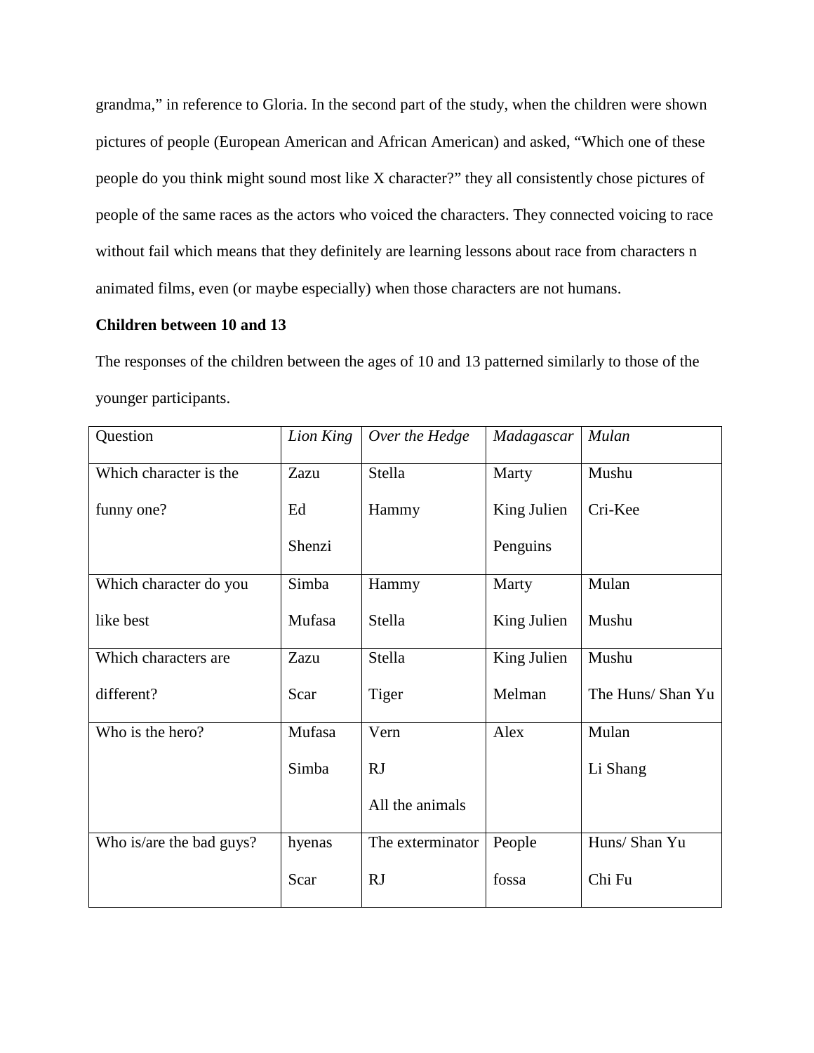grandma," in reference to Gloria. In the second part of the study, when the children were shown pictures of people (European American and African American) and asked, "Which one of these people do you think might sound most like X character?" they all consistently chose pictures of people of the same races as the actors who voiced the characters. They connected voicing to race without fail which means that they definitely are learning lessons about race from characters n animated films, even (or maybe especially) when those characters are not humans.

**Children between 10 and 13**

The responses of the children between the ages of 10 and 13 patterned similarly to those of the younger participants.

| Question | *Lion King* | *Over the Hedge* | *Madagascar* | *Mulan* |
|---|---|---|---|---|
| Which character is the funny one? | Zazu<br>Ed<br>Shenzi | Stella<br>Hammy | Marty<br>King Julien<br>Penguins | Mushu<br>Cri-Kee |
| Which character do you like best | Simba<br>Mufasa | Hammy<br>Stella | Marty<br>King Julien | Mulan<br>Mushu |
| Which characters are different? | Zazu<br>Scar | Stella<br>Tiger | King Julien<br>Melman | Mushu<br>The Huns/ Shan Yu |
| Who is the hero? | Mufasa<br>Simba | Vern<br>RJ<br>All the animals | Alex | Mulan<br>Li Shang |
| Who is/are the bad guys? | hyenas<br>Scar | The exterminator<br>RJ | People<br>fossa | Huns/ Shan Yu<br>Chi Fu |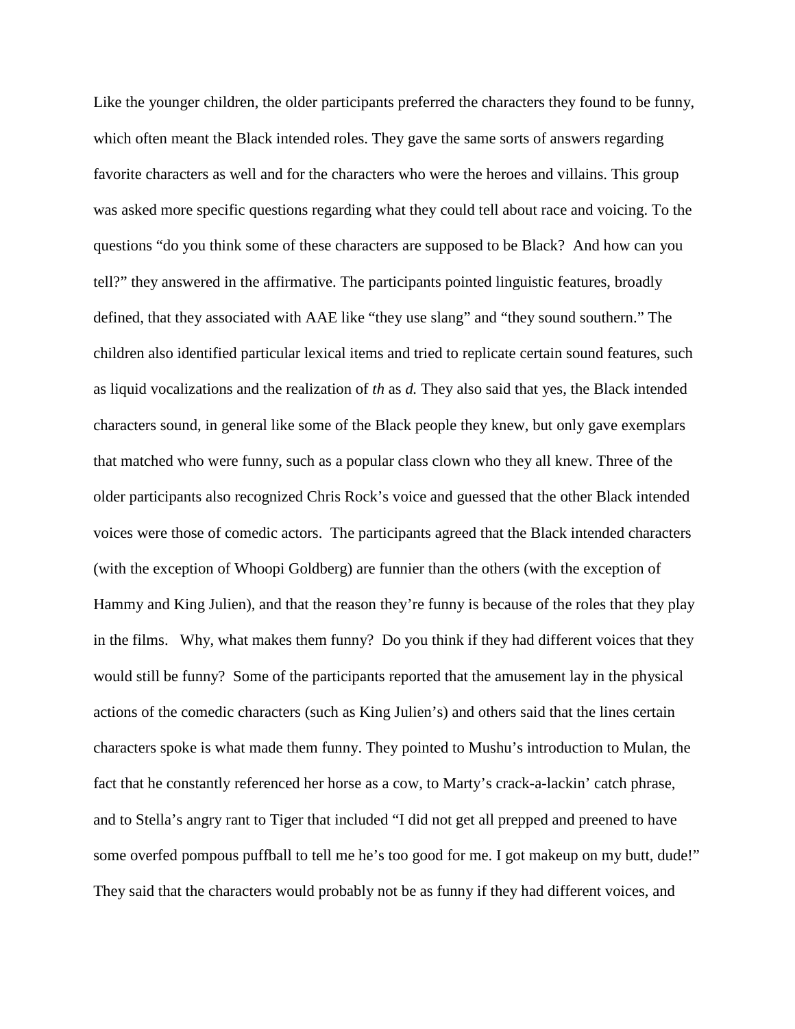Like the younger children, the older participants preferred the characters they found to be funny, which often meant the Black intended roles. They gave the same sorts of answers regarding favorite characters as well and for the characters who were the heroes and villains. This group was asked more specific questions regarding what they could tell about race and voicing. To the questions "do you think some of these characters are supposed to be Black? And how can you tell?" they answered in the affirmative. The participants pointed linguistic features, broadly defined, that they associated with AAE like "they use slang" and "they sound southern." The children also identified particular lexical items and tried to replicate certain sound features, such as liquid vocalizations and the realization of *th* as *d.* They also said that yes, the Black intended characters sound, in general like some of the Black people they knew, but only gave exemplars that matched who were funny, such as a popular class clown who they all knew. Three of the older participants also recognized Chris Rock's voice and guessed that the other Black intended voices were those of comedic actors. The participants agreed that the Black intended characters (with the exception of Whoopi Goldberg) are funnier than the others (with the exception of Hammy and King Julien), and that the reason they're funny is because of the roles that they play in the films. Why, what makes them funny? Do you think if they had different voices that they would still be funny? Some of the participants reported that the amusement lay in the physical actions of the comedic characters (such as King Julien's) and others said that the lines certain characters spoke is what made them funny. They pointed to Mushu's introduction to Mulan, the fact that he constantly referenced her horse as a cow, to Marty's crack-a-lackin' catch phrase, and to Stella's angry rant to Tiger that included "I did not get all prepped and preened to have some overfed pompous puffball to tell me he's too good for me. I got makeup on my butt, dude!" They said that the characters would probably not be as funny if they had different voices, and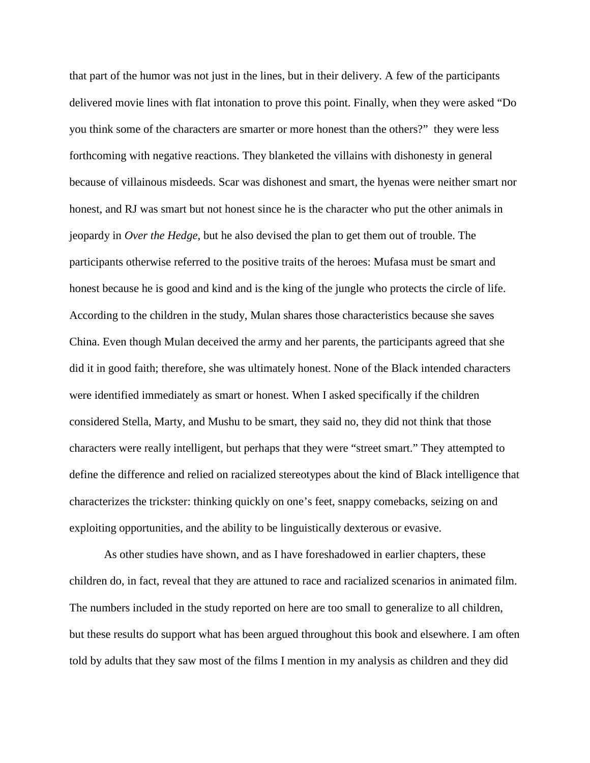that part of the humor was not just in the lines, but in their delivery. A few of the participants delivered movie lines with flat intonation to prove this point. Finally, when they were asked "Do you think some of the characters are smarter or more honest than the others?" they were less forthcoming with negative reactions. They blanketed the villains with dishonesty in general because of villainous misdeeds. Scar was dishonest and smart, the hyenas were neither smart nor honest, and RJ was smart but not honest since he is the character who put the other animals in jeopardy in *Over the Hedge,* but he also devised the plan to get them out of trouble. The participants otherwise referred to the positive traits of the heroes: Mufasa must be smart and honest because he is good and kind and is the king of the jungle who protects the circle of life. According to the children in the study, Mulan shares those characteristics because she saves China. Even though Mulan deceived the army and her parents, the participants agreed that she did it in good faith; therefore, she was ultimately honest. None of the Black intended characters were identified immediately as smart or honest. When I asked specifically if the children considered Stella, Marty, and Mushu to be smart, they said no, they did not think that those characters were really intelligent, but perhaps that they were "street smart." They attempted to define the difference and relied on racialized stereotypes about the kind of Black intelligence that characterizes the trickster: thinking quickly on one's feet, snappy comebacks, seizing on and exploiting opportunities, and the ability to be linguistically dexterous or evasive.

As other studies have shown, and as I have foreshadowed in earlier chapters, these children do, in fact, reveal that they are attuned to race and racialized scenarios in animated film. The numbers included in the study reported on here are too small to generalize to all children, but these results do support what has been argued throughout this book and elsewhere. I am often told by adults that they saw most of the films I mention in my analysis as children and they did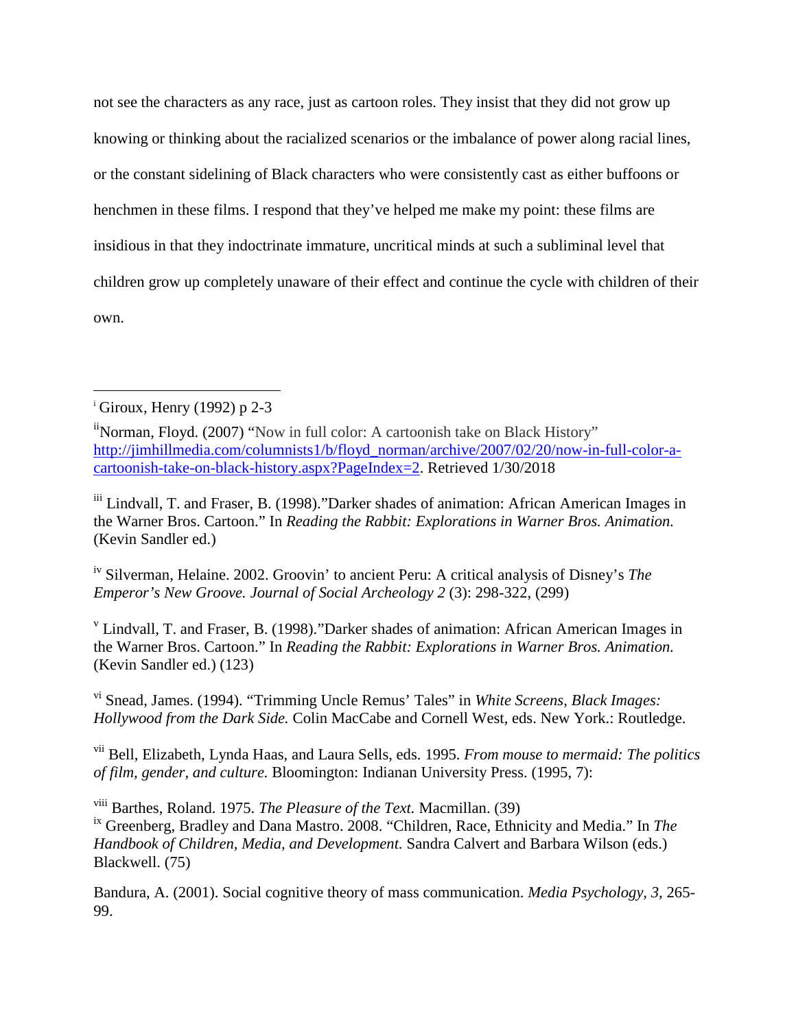not see the characters as any race, just as cartoon roles. They insist that they did not grow up knowing or thinking about the racialized scenarios or the imbalance of power along racial lines, or the constant sidelining of Black characters who were consistently cast as either buffoons or henchmen in these films. I respond that they've helped me make my point: these films are insidious in that they indoctrinate immature, uncritical minds at such a subliminal level that children grow up completely unaware of their effect and continue the cycle with children of their own.

---

[i] Giroux, Henry (1992) p 2-3

[ii] Norman, Floyd. (2007) "Now in full color: A cartoonish take on Black History" [http://jimhillmedia.com/columnists1/b/floyd_norman/archive/2007/02/20/now-in-full-color-a-cartoonish-take-on-black-history.aspx?PageIndex=2](http://jimhillmedia.com/columnists1/b/floyd_norman/archive/2007/02/20/now-in-full-color-a-cartoonish-take-on-black-history.aspx?PageIndex=2). Retrieved 1/30/2018

[iii] Lindvall, T. and Fraser, B. (1998)."Darker shades of animation: African American Images in the Warner Bros. Cartoon." In *Reading the Rabbit: Explorations in Warner Bros. Animation.* (Kevin Sandler ed.)

[iv] Silverman, Helaine. 2002. Groovin' to ancient Peru: A critical analysis of Disney's *The Emperor's New Groove. Journal of Social Archeology 2* (3): 298-322, (299)

[v] Lindvall, T. and Fraser, B. (1998)."Darker shades of animation: African American Images in the Warner Bros. Cartoon." In *Reading the Rabbit: Explorations in Warner Bros. Animation.* (Kevin Sandler ed.) (123)

[vi] Snead, James. (1994). "Trimming Uncle Remus' Tales" in *White Screens, Black Images: Hollywood from the Dark Side.* Colin MacCabe and Cornell West, eds. New York.: Routledge.

[vii] Bell, Elizabeth, Lynda Haas, and Laura Sells, eds. 1995. *From mouse to mermaid: The politics of film, gender, and culture.* Bloomington: Indianan University Press. (1995, 7):

[viii] Barthes, Roland. 1975. *The Pleasure of the Text.* Macmillan. (39)

[ix] Greenberg, Bradley and Dana Mastro. 2008. "Children, Race, Ethnicity and Media." In *The Handbook of Children, Media, and Development.* Sandra Calvert and Barbara Wilson (eds.) Blackwell. (75)

Bandura, A. (2001). Social cognitive theory of mass communication. *Media Psychology, 3,* 265-99.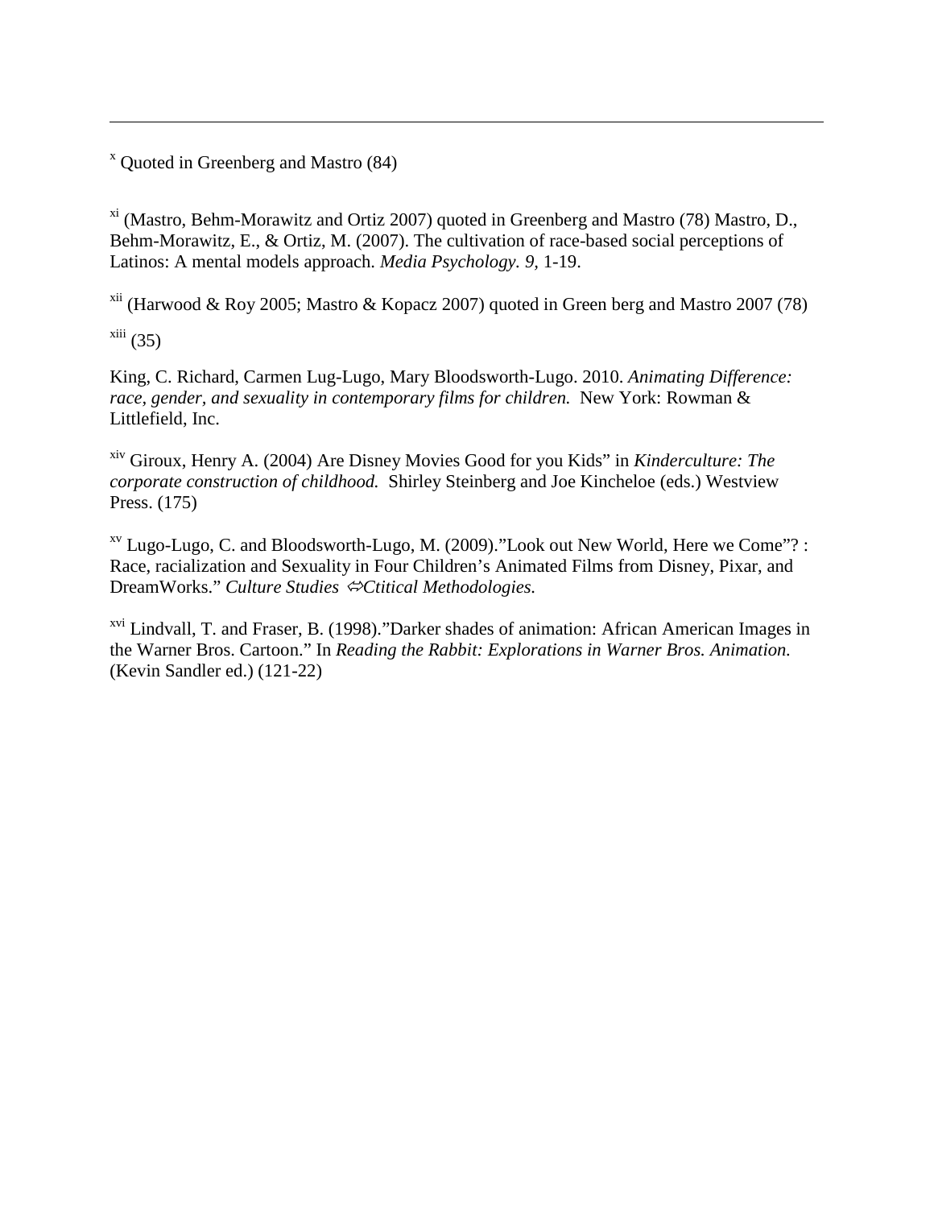[x] Quoted in Greenberg and Mastro (84)

[xi] (Mastro, Behm-Morawitz and Ortiz 2007) quoted in Greenberg and Mastro (78) Mastro, D., Behm-Morawitz, E., & Ortiz, M. (2007). The cultivation of race-based social perceptions of Latinos: A mental models approach. *Media Psychology. 9,* 1-19.

[xii] (Harwood & Roy 2005; Mastro & Kopacz 2007) quoted in Green berg and Mastro 2007 (78)

[xiii] (35)

King, C. Richard, Carmen Lug-Lugo, Mary Bloodsworth-Lugo. 2010. *Animating Difference: race, gender, and sexuality in contemporary films for children.* New York: Rowman & Littlefield, Inc.

[xiv] Giroux, Henry A. (2004) Are Disney Movies Good for you Kids" in *Kinderculture: The corporate construction of childhood.* Shirley Steinberg and Joe Kincheloe (eds.) Westview Press. (175)

[xv] Lugo-Lugo, C. and Bloodsworth-Lugo, M. (2009)."Look out New World, Here we Come"? : Race, racialization and Sexuality in Four Children's Animated Films from Disney, Pixar, and DreamWorks." *Culture Studies ⇔Ctitical Methodologies.*

[xvi] Lindvall, T. and Fraser, B. (1998)."Darker shades of animation: African American Images in the Warner Bros. Cartoon." In *Reading the Rabbit: Explorations in Warner Bros. Animation.* (Kevin Sandler ed.) (121-22)